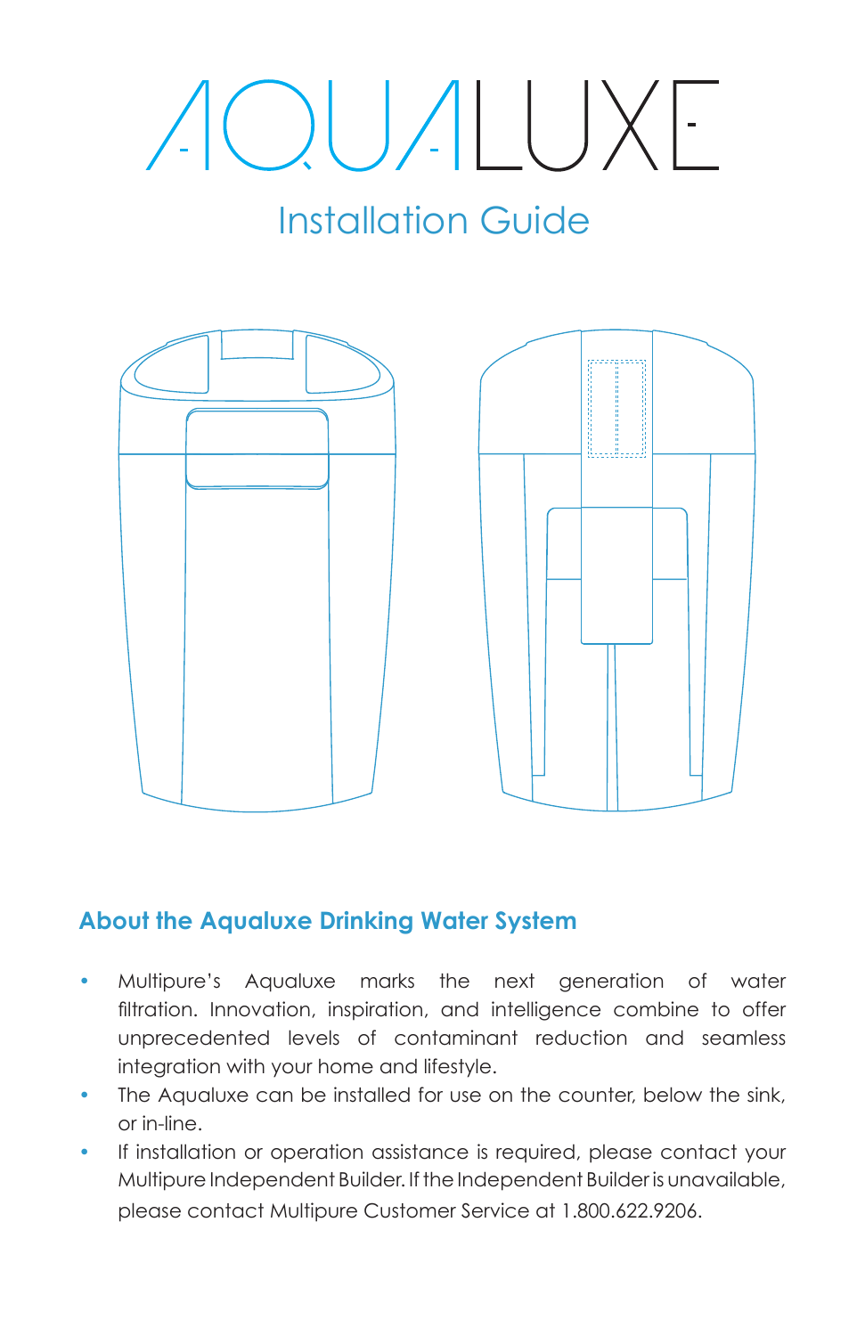# AQUALUXE

## Installation Guide

### About the Aqualuxe Drinking Water System

- Multipure's Aqualuxe marks the next generation of water filtration. Innovation, inspiration, and intelligence combine to offer unprecedented levels of contaminant reduction and seamless integration with your home and lifestyle.
- The Aqualuxe can be installed for use on the counter, below the sink, or in-line.
- If installation or operation assistance is required, please contact your Multipure Independent Builder. If the Independent Builder is unavailable, please contact Multipure Customer Service at 1.800.622.9206.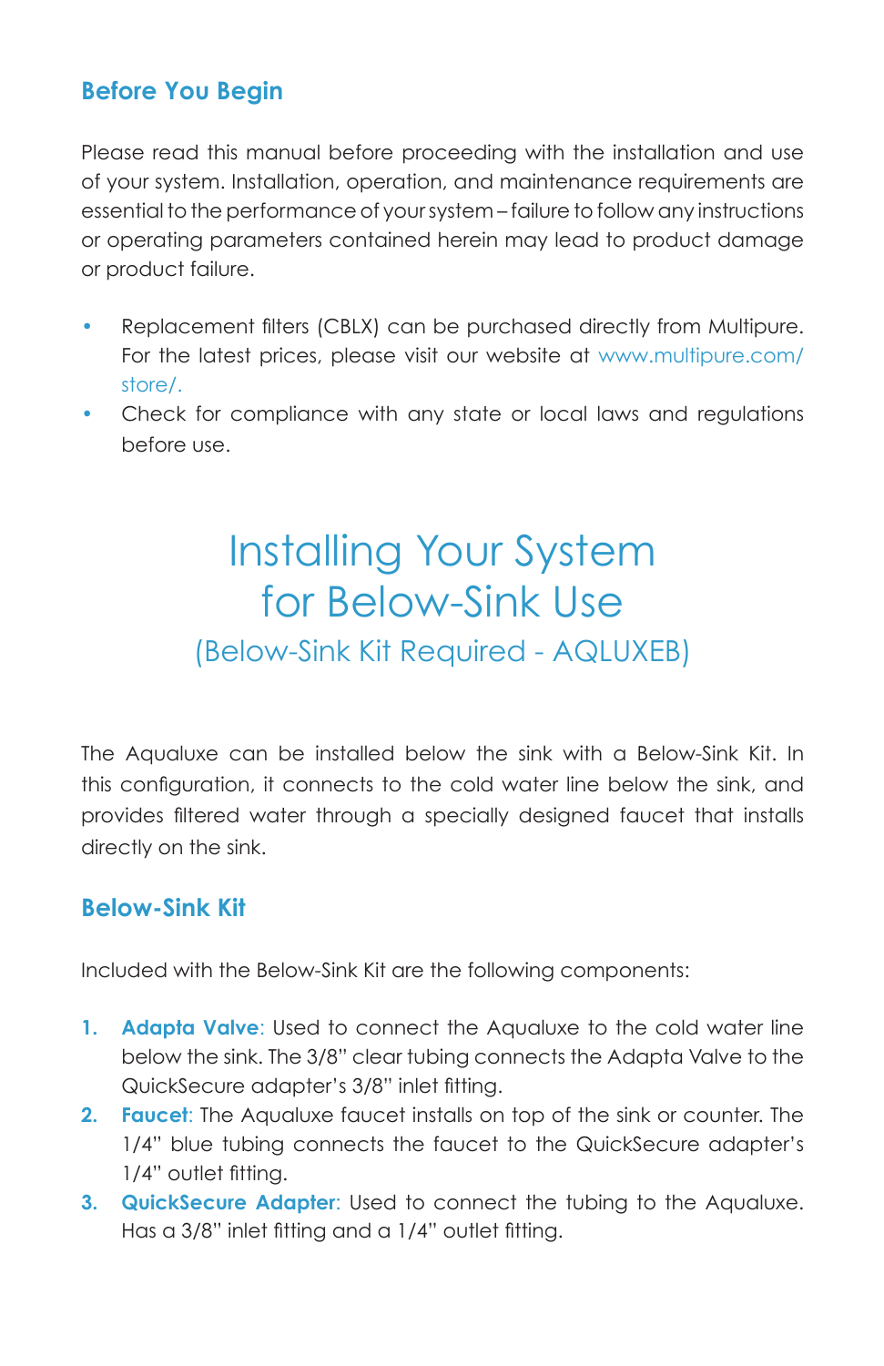## Before You Begin

Please read this manual before proceeding with the installation and use of your system. Installation, operation, and maintenance requirements are essential to the performance of your system – failure to follow any instructions or operating parameters contained herein may lead to product damage or product failure.

- Replacement filters (CBLX) can be purchased directly from Multipure. For the latest prices, please visit our website at www.multipure.com/store/.
- Check for compliance with any state or local laws and regulations before use.

# Installing Your System for Below-Sink Use

(Below-Sink Kit Required - AQLUXEB)

The Aqualuxe can be installed below the sink with a Below-Sink Kit. In this configuration, it connects to the cold water line below the sink, and provides filtered water through a specially designed faucet that installs directly on the sink.

## Below-Sink Kit

Included with the Below-Sink Kit are the following components:

1. **Adapta Valve**: Used to connect the Aqualuxe to the cold water line below the sink. The 3/8" clear tubing connects the Adapta Valve to the QuickSecure adapter's 3/8" inlet fitting.
2. **Faucet**: The Aqualuxe faucet installs on top of the sink or counter. The 1/4" blue tubing connects the faucet to the QuickSecure adapter's 1/4" outlet fitting.
3. **QuickSecure Adapter**: Used to connect the tubing to the Aqualuxe. Has a 3/8" inlet fitting and a 1/4" outlet fitting.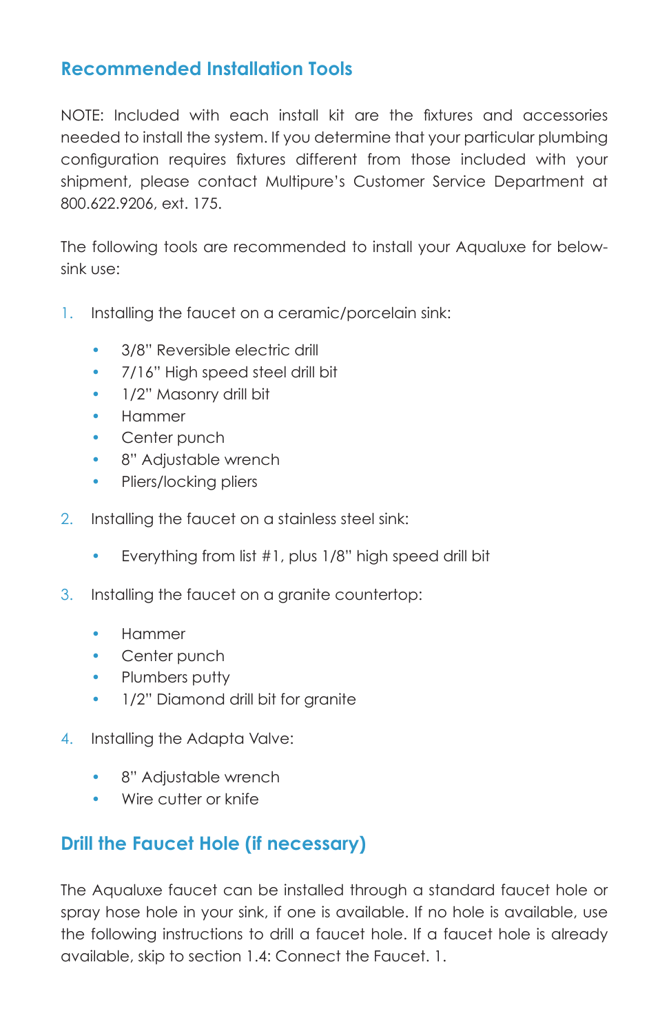## Recommended Installation Tools

NOTE: Included with each install kit are the fixtures and accessories needed to install the system. If you determine that your particular plumbing configuration requires fixtures different from those included with your shipment, please contact Multipure's Customer Service Department at 800.622.9206, ext. 175.

The following tools are recommended to install your Aqualuxe for below-sink use:

1. Installing the faucet on a ceramic/porcelain sink:
   - 3/8" Reversible electric drill
   - 7/16" High speed steel drill bit
   - 1/2" Masonry drill bit
   - Hammer
   - Center punch
   - 8" Adjustable wrench
   - Pliers/locking pliers
2. Installing the faucet on a stainless steel sink:
   - Everything from list #1, plus 1/8" high speed drill bit
3. Installing the faucet on a granite countertop:
   - Hammer
   - Center punch
   - Plumbers putty
   - 1/2" Diamond drill bit for granite
4. Installing the Adapta Valve:
   - 8" Adjustable wrench
   - Wire cutter or knife

## Drill the Faucet Hole (if necessary)

The Aqualuxe faucet can be installed through a standard faucet hole or spray hose hole in your sink, if one is available. If no hole is available, use the following instructions to drill a faucet hole. If a faucet hole is already available, skip to section 1.4: Connect the Faucet. 1.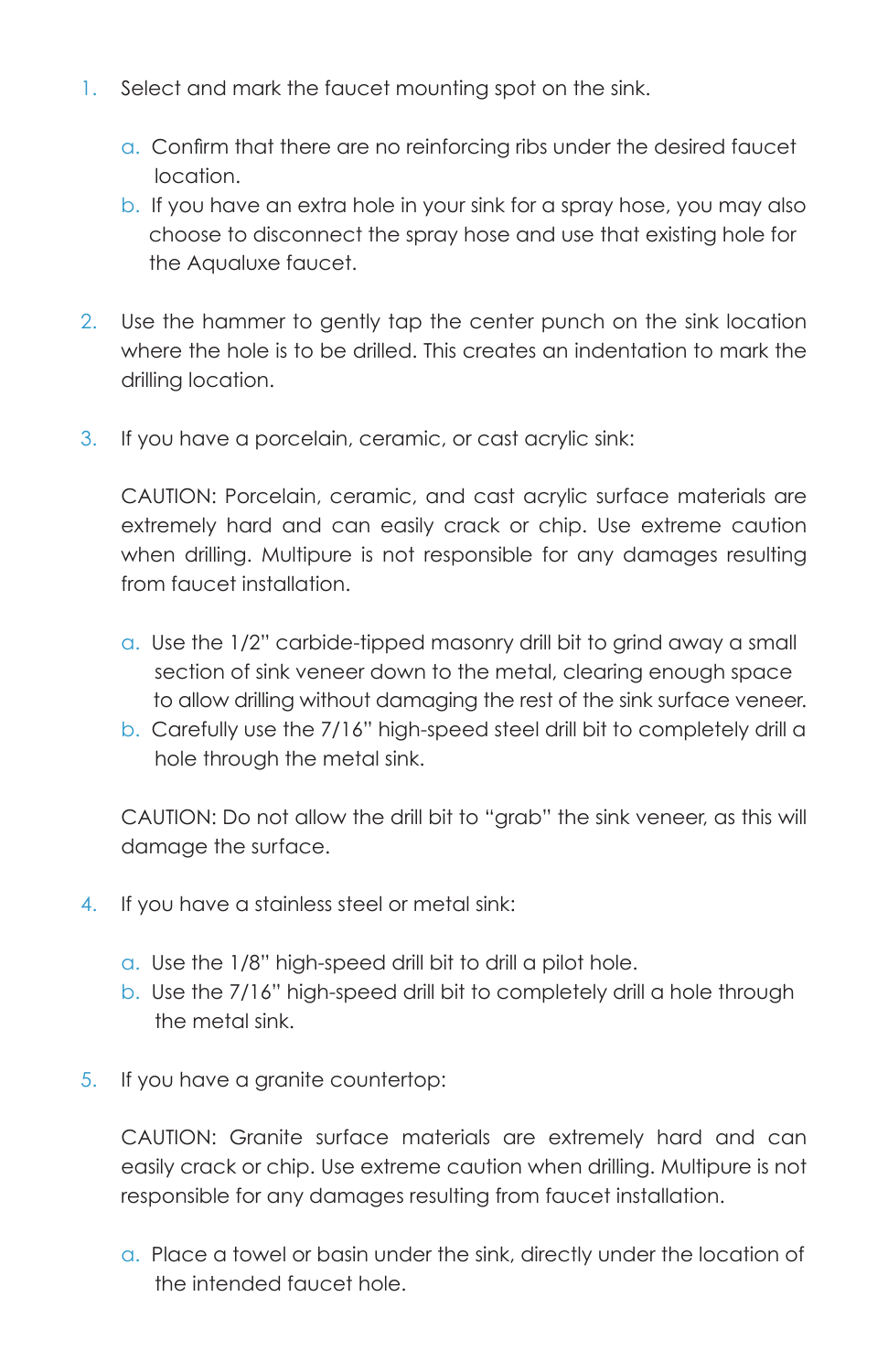1. Select and mark the faucet mounting spot on the sink.

    a. Confirm that there are no reinforcing ribs under the desired faucet location.
    b. If you have an extra hole in your sink for a spray hose, you may also choose to disconnect the spray hose and use that existing hole for the Aqualuxe faucet.

2. Use the hammer to gently tap the center punch on the sink location where the hole is to be drilled. This creates an indentation to mark the drilling location.

3. If you have a porcelain, ceramic, or cast acrylic sink:

    CAUTION: Porcelain, ceramic, and cast acrylic surface materials are extremely hard and can easily crack or chip. Use extreme caution when drilling. Multipure is not responsible for any damages resulting from faucet installation.

    a. Use the 1/2" carbide-tipped masonry drill bit to grind away a small section of sink veneer down to the metal, clearing enough space to allow drilling without damaging the rest of the sink surface veneer.
    b. Carefully use the 7/16" high-speed steel drill bit to completely drill a hole through the metal sink.

    CAUTION: Do not allow the drill bit to "grab" the sink veneer, as this will damage the surface.

4. If you have a stainless steel or metal sink:

    a. Use the 1/8" high-speed drill bit to drill a pilot hole.
    b. Use the 7/16" high-speed drill bit to completely drill a hole through the metal sink.

5. If you have a granite countertop:

    CAUTION: Granite surface materials are extremely hard and can easily crack or chip. Use extreme caution when drilling. Multipure is not responsible for any damages resulting from faucet installation.

    a. Place a towel or basin under the sink, directly under the location of the intended faucet hole.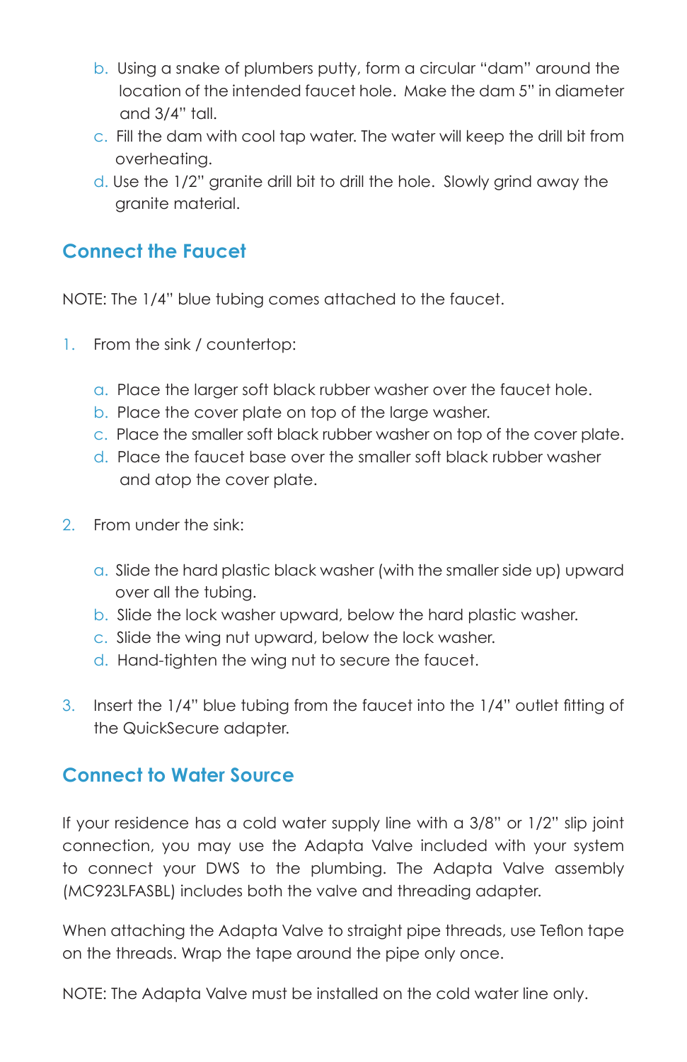b. Using a snake of plumbers putty, form a circular "dam" around the location of the intended faucet hole. Make the dam 5" in diameter and 3/4" tall.
c. Fill the dam with cool tap water. The water will keep the drill bit from overheating.
d. Use the 1/2" granite drill bit to drill the hole. Slowly grind away the granite material.

## Connect the Faucet

NOTE: The 1/4" blue tubing comes attached to the faucet.

1. From the sink / countertop:

   a. Place the larger soft black rubber washer over the faucet hole.
   b. Place the cover plate on top of the large washer.
   c. Place the smaller soft black rubber washer on top of the cover plate.
   d. Place the faucet base over the smaller soft black rubber washer and atop the cover plate.

2. From under the sink:

   a. Slide the hard plastic black washer (with the smaller side up) upward over all the tubing.
   b. Slide the lock washer upward, below the hard plastic washer.
   c. Slide the wing nut upward, below the lock washer.
   d. Hand-tighten the wing nut to secure the faucet.

3. Insert the 1/4" blue tubing from the faucet into the 1/4" outlet fitting of the QuickSecure adapter.

## Connect to Water Source

If your residence has a cold water supply line with a 3/8" or 1/2" slip joint connection, you may use the Adapta Valve included with your system to connect your DWS to the plumbing. The Adapta Valve assembly (MC923LFASBL) includes both the valve and threading adapter.

When attaching the Adapta Valve to straight pipe threads, use Teflon tape on the threads. Wrap the tape around the pipe only once.

NOTE: The Adapta Valve must be installed on the cold water line only.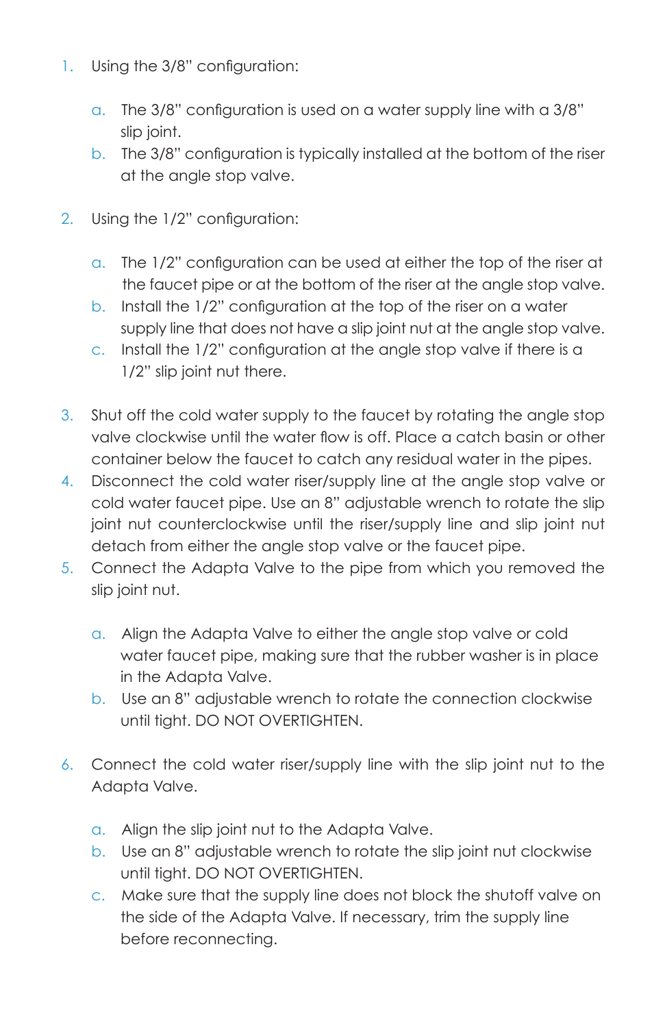1. Using the 3/8" configuration:

    a. The 3/8" configuration is used on a water supply line with a 3/8" slip joint.
    b. The 3/8" configuration is typically installed at the bottom of the riser at the angle stop valve.

2. Using the 1/2" configuration:

    a. The 1/2" configuration can be used at either the top of the riser at the faucet pipe or at the bottom of the riser at the angle stop valve.
    b. Install the 1/2" configuration at the top of the riser on a water supply line that does not have a slip joint nut at the angle stop valve.
    c. Install the 1/2" configuration at the angle stop valve if there is a 1/2" slip joint nut there.

3. Shut off the cold water supply to the faucet by rotating the angle stop valve clockwise until the water flow is off. Place a catch basin or other container below the faucet to catch any residual water in the pipes.
4. Disconnect the cold water riser/supply line at the angle stop valve or cold water faucet pipe. Use an 8" adjustable wrench to rotate the slip joint nut counterclockwise until the riser/supply line and slip joint nut detach from either the angle stop valve or the faucet pipe.
5. Connect the Adapta Valve to the pipe from which you removed the slip joint nut.

    a. Align the Adapta Valve to either the angle stop valve or cold water faucet pipe, making sure that the rubber washer is in place in the Adapta Valve.
    b. Use an 8" adjustable wrench to rotate the connection clockwise until tight. DO NOT OVERTIGHTEN.

6. Connect the cold water riser/supply line with the slip joint nut to the Adapta Valve.

    a. Align the slip joint nut to the Adapta Valve.
    b. Use an 8" adjustable wrench to rotate the slip joint nut clockwise until tight. DO NOT OVERTIGHTEN.
    c. Make sure that the supply line does not block the shutoff valve on the side of the Adapta Valve. If necessary, trim the supply line before reconnecting.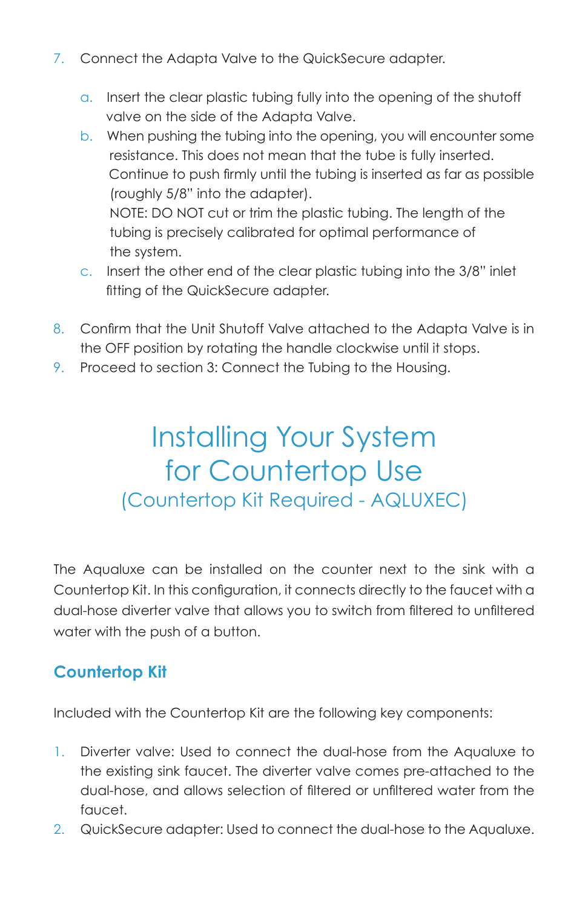7. Connect the Adapta Valve to the QuickSecure adapter.

   a. Insert the clear plastic tubing fully into the opening of the shutoff valve on the side of the Adapta Valve.
   b. When pushing the tubing into the opening, you will encounter some resistance. This does not mean that the tube is fully inserted. Continue to push firmly until the tubing is inserted as far as possible (roughly 5/8" into the adapter).
      NOTE: DO NOT cut or trim the plastic tubing. The length of the tubing is precisely calibrated for optimal performance of the system.
   c. Insert the other end of the clear plastic tubing into the 3/8" inlet fitting of the QuickSecure adapter.

8. Confirm that the Unit Shutoff Valve attached to the Adapta Valve is in the OFF position by rotating the handle clockwise until it stops.
9. Proceed to section 3: Connect the Tubing to the Housing.

# Installing Your System for Countertop Use

## (Countertop Kit Required - AQLUXEC)

The Aqualuxe can be installed on the counter next to the sink with a Countertop Kit. In this configuration, it connects directly to the faucet with a dual-hose diverter valve that allows you to switch from filtered to unfiltered water with the push of a button.

### Countertop Kit

Included with the Countertop Kit are the following key components:

1. Diverter valve: Used to connect the dual-hose from the Aqualuxe to the existing sink faucet. The diverter valve comes pre-attached to the dual-hose, and allows selection of filtered or unfiltered water from the faucet.
2. QuickSecure adapter: Used to connect the dual-hose to the Aqualuxe.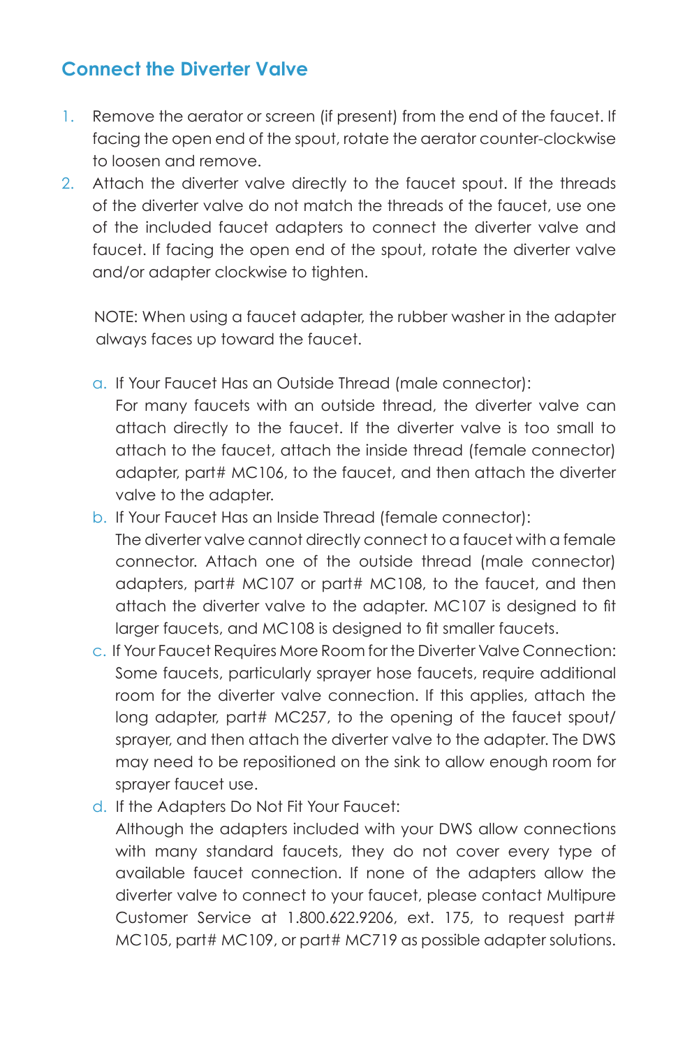## Connect the Diverter Valve

1. Remove the aerator or screen (if present) from the end of the faucet. If facing the open end of the spout, rotate the aerator counter-clockwise to loosen and remove.
2. Attach the diverter valve directly to the faucet spout. If the threads of the diverter valve do not match the threads of the faucet, use one of the included faucet adapters to connect the diverter valve and faucet. If facing the open end of the spout, rotate the diverter valve and/or adapter clockwise to tighten.

   NOTE: When using a faucet adapter, the rubber washer in the adapter always faces up toward the faucet.

   a. If Your Faucet Has an Outside Thread (male connector):
   For many faucets with an outside thread, the diverter valve can attach directly to the faucet. If the diverter valve is too small to attach to the faucet, attach the inside thread (female connector) adapter, part# MC106, to the faucet, and then attach the diverter valve to the adapter.

   b. If Your Faucet Has an Inside Thread (female connector):
   The diverter valve cannot directly connect to a faucet with a female connector. Attach one of the outside thread (male connector) adapters, part# MC107 or part# MC108, to the faucet, and then attach the diverter valve to the adapter. MC107 is designed to fit larger faucets, and MC108 is designed to fit smaller faucets.

   c. If Your Faucet Requires More Room for the Diverter Valve Connection:
   Some faucets, particularly sprayer hose faucets, require additional room for the diverter valve connection. If this applies, attach the long adapter, part# MC257, to the opening of the faucet spout/sprayer, and then attach the diverter valve to the adapter. The DWS may need to be repositioned on the sink to allow enough room for sprayer faucet use.

   d. If the Adapters Do Not Fit Your Faucet:
   Although the adapters included with your DWS allow connections with many standard faucets, they do not cover every type of available faucet connection. If none of the adapters allow the diverter valve to connect to your faucet, please contact Multipure Customer Service at 1.800.622.9206, ext. 175, to request part# MC105, part# MC109, or part# MC719 as possible adapter solutions.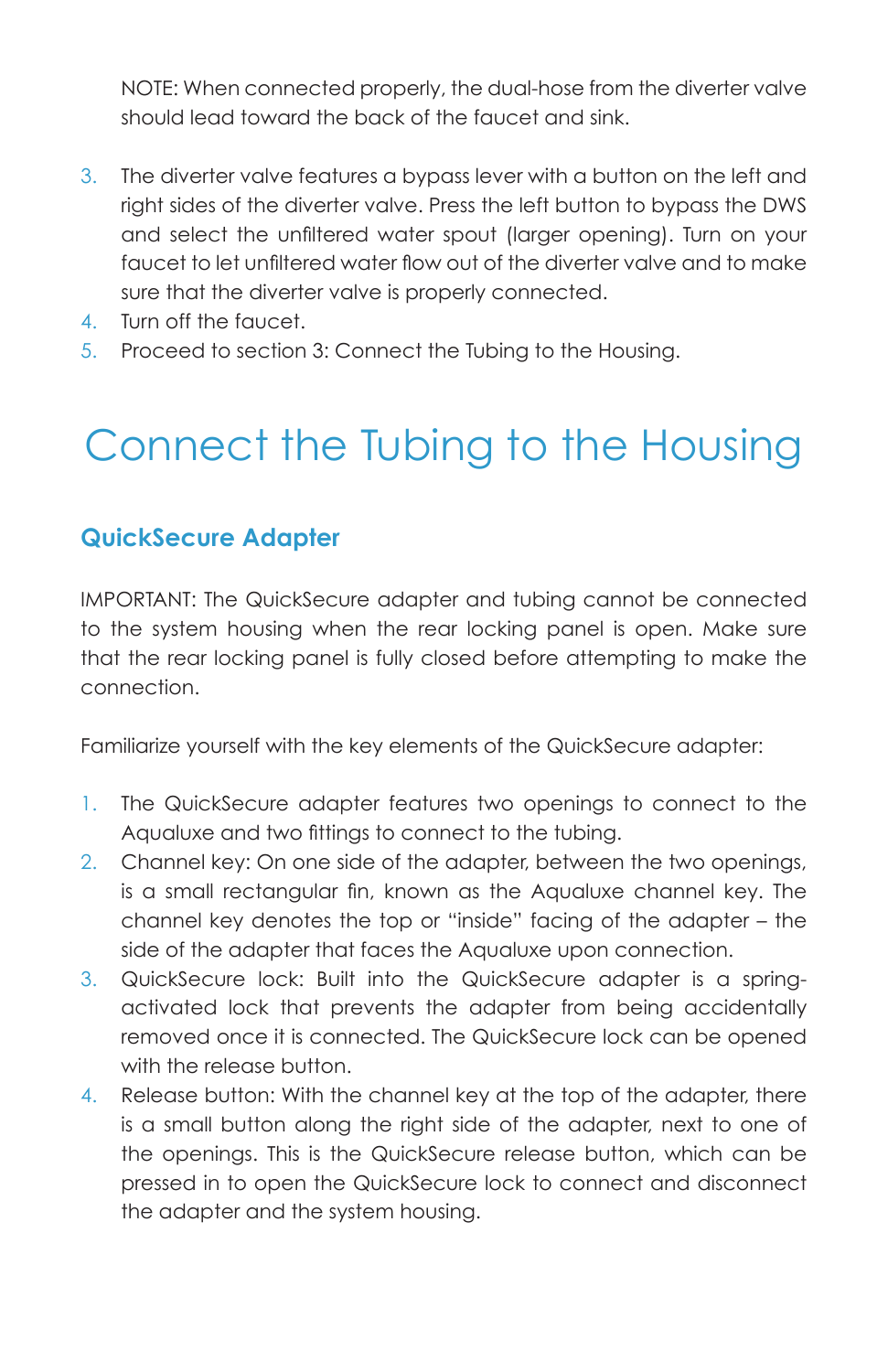NOTE: When connected properly, the dual-hose from the diverter valve should lead toward the back of the faucet and sink.

3. The diverter valve features a bypass lever with a button on the left and right sides of the diverter valve. Press the left button to bypass the DWS and select the unfiltered water spout (larger opening). Turn on your faucet to let unfiltered water flow out of the diverter valve and to make sure that the diverter valve is properly connected.
4. Turn off the faucet.
5. Proceed to section 3: Connect the Tubing to the Housing.

# Connect the Tubing to the Housing

## QuickSecure Adapter

IMPORTANT: The QuickSecure adapter and tubing cannot be connected to the system housing when the rear locking panel is open. Make sure that the rear locking panel is fully closed before attempting to make the connection.

Familiarize yourself with the key elements of the QuickSecure adapter:

1. The QuickSecure adapter features two openings to connect to the Aqualuxe and two fittings to connect to the tubing.
2. Channel key: On one side of the adapter, between the two openings, is a small rectangular fin, known as the Aqualuxe channel key. The channel key denotes the top or "inside" facing of the adapter – the side of the adapter that faces the Aqualuxe upon connection.
3. QuickSecure lock: Built into the QuickSecure adapter is a spring-activated lock that prevents the adapter from being accidentally removed once it is connected. The QuickSecure lock can be opened with the release button.
4. Release button: With the channel key at the top of the adapter, there is a small button along the right side of the adapter, next to one of the openings. This is the QuickSecure release button, which can be pressed in to open the QuickSecure lock to connect and disconnect the adapter and the system housing.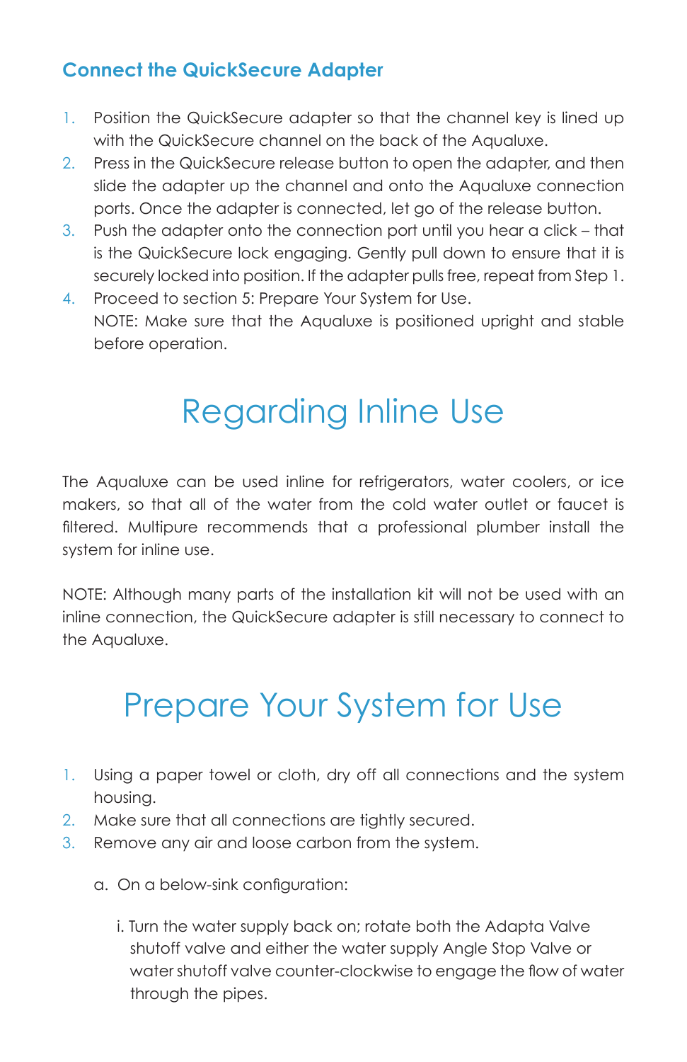### Connect the QuickSecure Adapter

1. Position the QuickSecure adapter so that the channel key is lined up with the QuickSecure channel on the back of the Aqualuxe.
2. Press in the QuickSecure release button to open the adapter, and then slide the adapter up the channel and onto the Aqualuxe connection ports. Once the adapter is connected, let go of the release button.
3. Push the adapter onto the connection port until you hear a click – that is the QuickSecure lock engaging. Gently pull down to ensure that it is securely locked into position. If the adapter pulls free, repeat from Step 1.
4. Proceed to section 5: Prepare Your System for Use.
   NOTE: Make sure that the Aqualuxe is positioned upright and stable before operation.

## Regarding Inline Use

The Aqualuxe can be used inline for refrigerators, water coolers, or ice makers, so that all of the water from the cold water outlet or faucet is filtered. Multipure recommends that a professional plumber install the system for inline use.

NOTE: Although many parts of the installation kit will not be used with an inline connection, the QuickSecure adapter is still necessary to connect to the Aqualuxe.

## Prepare Your System for Use

1. Using a paper towel or cloth, dry off all connections and the system housing.
2. Make sure that all connections are tightly secured.
3. Remove any air and loose carbon from the system.

   a. On a below-sink configuration:

      i. Turn the water supply back on; rotate both the Adapta Valve shutoff valve and either the water supply Angle Stop Valve or water shutoff valve counter-clockwise to engage the flow of water through the pipes.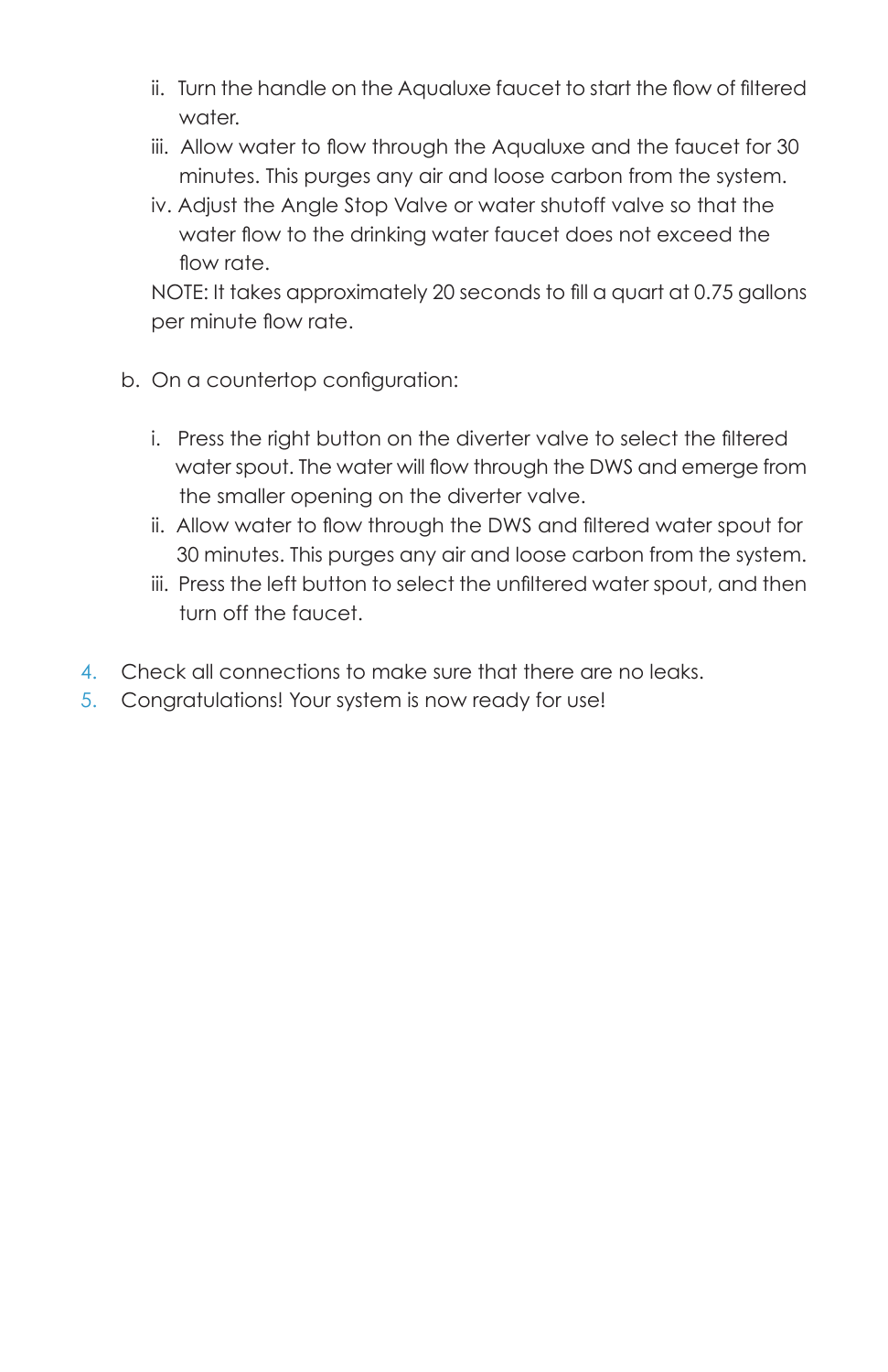ii. Turn the handle on the Aqualuxe faucet to start the flow of filtered water.
   iii. Allow water to flow through the Aqualuxe and the faucet for 30 minutes. This purges any air and loose carbon from the system.
   iv. Adjust the Angle Stop Valve or water shutoff valve so that the water flow to the drinking water faucet does not exceed the flow rate.

   NOTE: It takes approximately 20 seconds to fill a quart at 0.75 gallons per minute flow rate.

b. On a countertop configuration:

   i. Press the right button on the diverter valve to select the filtered water spout. The water will flow through the DWS and emerge from the smaller opening on the diverter valve.
   ii. Allow water to flow through the DWS and filtered water spout for 30 minutes. This purges any air and loose carbon from the system.
   iii. Press the left button to select the unfiltered water spout, and then turn off the faucet.

4. Check all connections to make sure that there are no leaks.
5. Congratulations! Your system is now ready for use!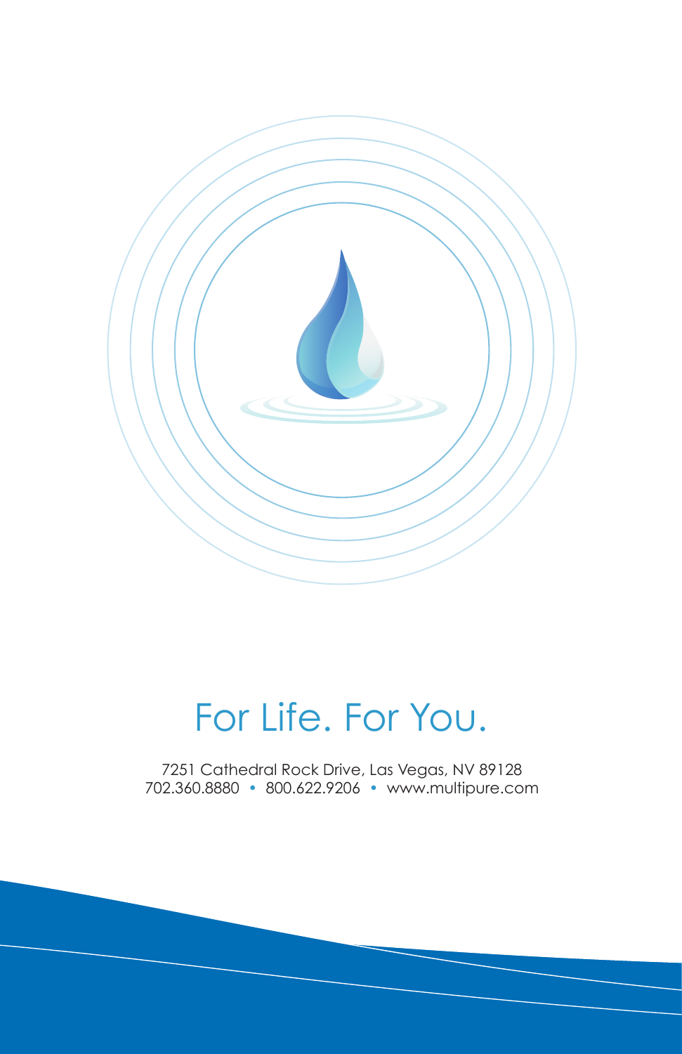# For Life. For You.

7251 Cathedral Rock Drive, Las Vegas, NV 89128
702.360.8880 • 800.622.9206 • www.multipure.com